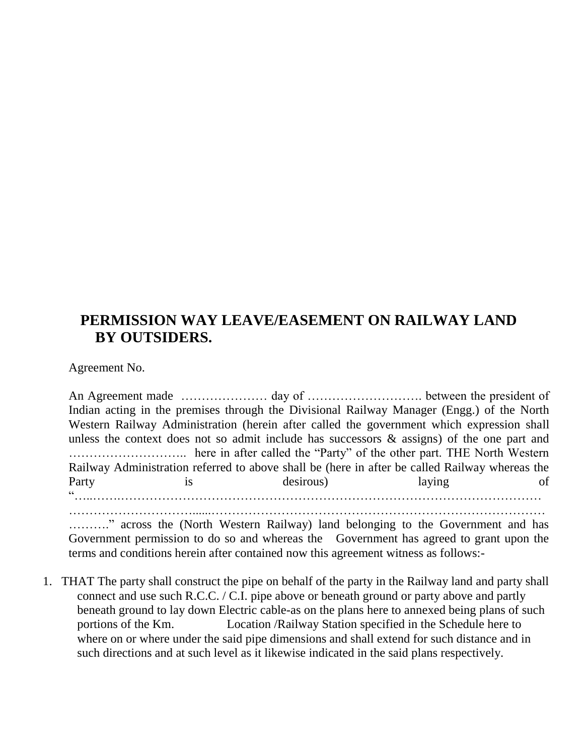# PERMISSION WAY LEAVE/EASEMENT ON RAILWAY LAND BY OUTSIDERS.

Agreement No.

An Agreement made ………………… day of ………………………. between the president of Indian acting in the premises through the Divisional Railway Manager (Engg.) of the North Western Railway Administration (herein after called the government which expression shall unless the context does not so admit include has successors & assigns) of the one part and ……………………….. here in after called the "Party" of the other part. THE North Western Railway Administration referred to above shall be (here in after be called Railway whereas the Party is desirous) laying of "…..…….…………………………………………………………………………………………… …………………….....……………………………………………………………………………… ……….." across the (North Western Railway) land belonging to the Government and has Government permission to do so and whereas the Government has agreed to grant upon the terms and conditions herein after contained now this agreement witness as follows:-

1. THAT The party shall construct the pipe on behalf of the party in the Railway land and party shall connect and use such R.C.C. / C.I. pipe above or beneath ground or party above and partly beneath ground to lay down Electric cable-as on the plans here to annexed being plans of such portions of the Km. Location /Railway Station specified in the Schedule here to where on or where under the said pipe dimensions and shall extend for such distance and in such directions and at such level as it likewise indicated in the said plans respectively.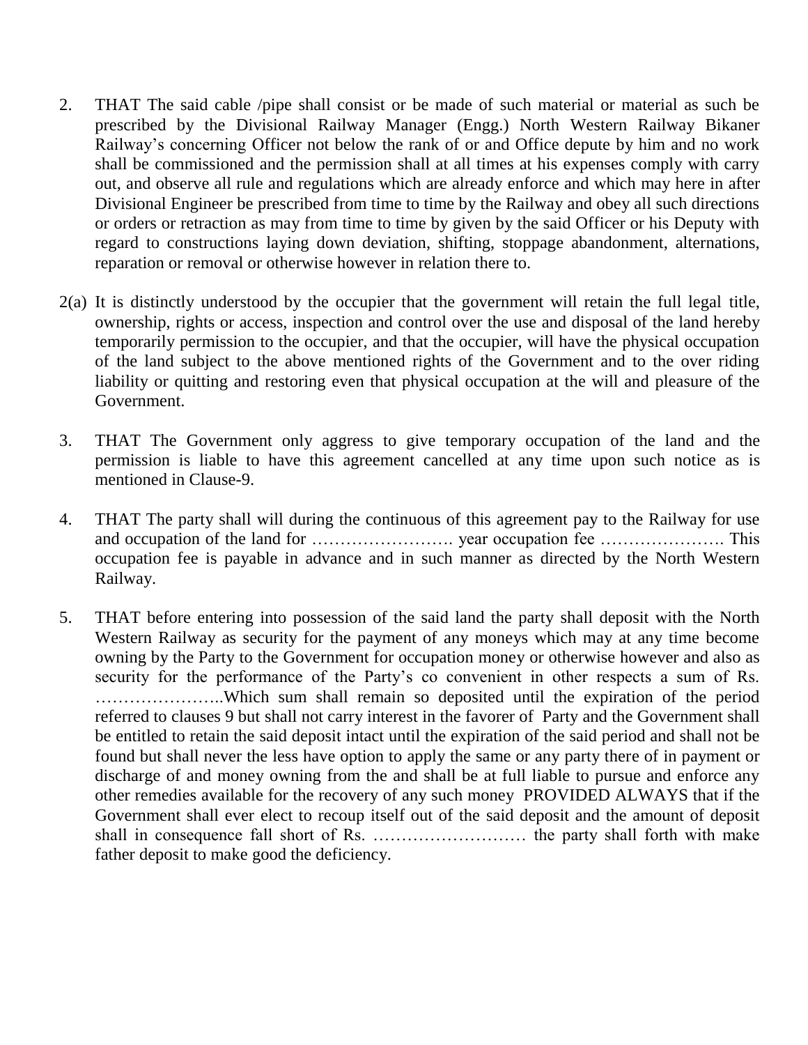2. THAT The said cable /pipe shall consist or be made of such material or material as such be prescribed by the Divisional Railway Manager (Engg.) North Western Railway Bikaner Railway's concerning Officer not below the rank of or and Office depute by him and no work shall be commissioned and the permission shall at all times at his expenses comply with carry out, and observe all rule and regulations which are already enforce and which may here in after Divisional Engineer be prescribed from time to time by the Railway and obey all such directions or orders or retraction as may from time to time by given by the said Officer or his Deputy with regard to constructions laying down deviation, shifting, stoppage abandonment, alternations, reparation or removal or otherwise however in relation there to.

2(a) It is distinctly understood by the occupier that the government will retain the full legal title, ownership, rights or access, inspection and control over the use and disposal of the land hereby temporarily permission to the occupier, and that the occupier, will have the physical occupation of the land subject to the above mentioned rights of the Government and to the over riding liability or quitting and restoring even that physical occupation at the will and pleasure of the Government.

3. THAT The Government only aggress to give temporary occupation of the land and the permission is liable to have this agreement cancelled at any time upon such notice as is mentioned in Clause-9.

4. THAT The party shall will during the continuous of this agreement pay to the Railway for use and occupation of the land for ……………………. year occupation fee …………………. This occupation fee is payable in advance and in such manner as directed by the North Western Railway.

5. THAT before entering into possession of the said land the party shall deposit with the North Western Railway as security for the payment of any moneys which may at any time become owning by the Party to the Government for occupation money or otherwise however and also as security for the performance of the Party's co convenient in other respects a sum of Rs. …………………..Which sum shall remain so deposited until the expiration of the period referred to clauses 9 but shall not carry interest in the favorer of Party and the Government shall be entitled to retain the said deposit intact until the expiration of the said period and shall not be found but shall never the less have option to apply the same or any party there of in payment or discharge of and money owning from the and shall be at full liable to pursue and enforce any other remedies available for the recovery of any such money PROVIDED ALWAYS that if the Government shall ever elect to recoup itself out of the said deposit and the amount of deposit shall in consequence fall short of Rs. ……………………… the party shall forth with make father deposit to make good the deficiency.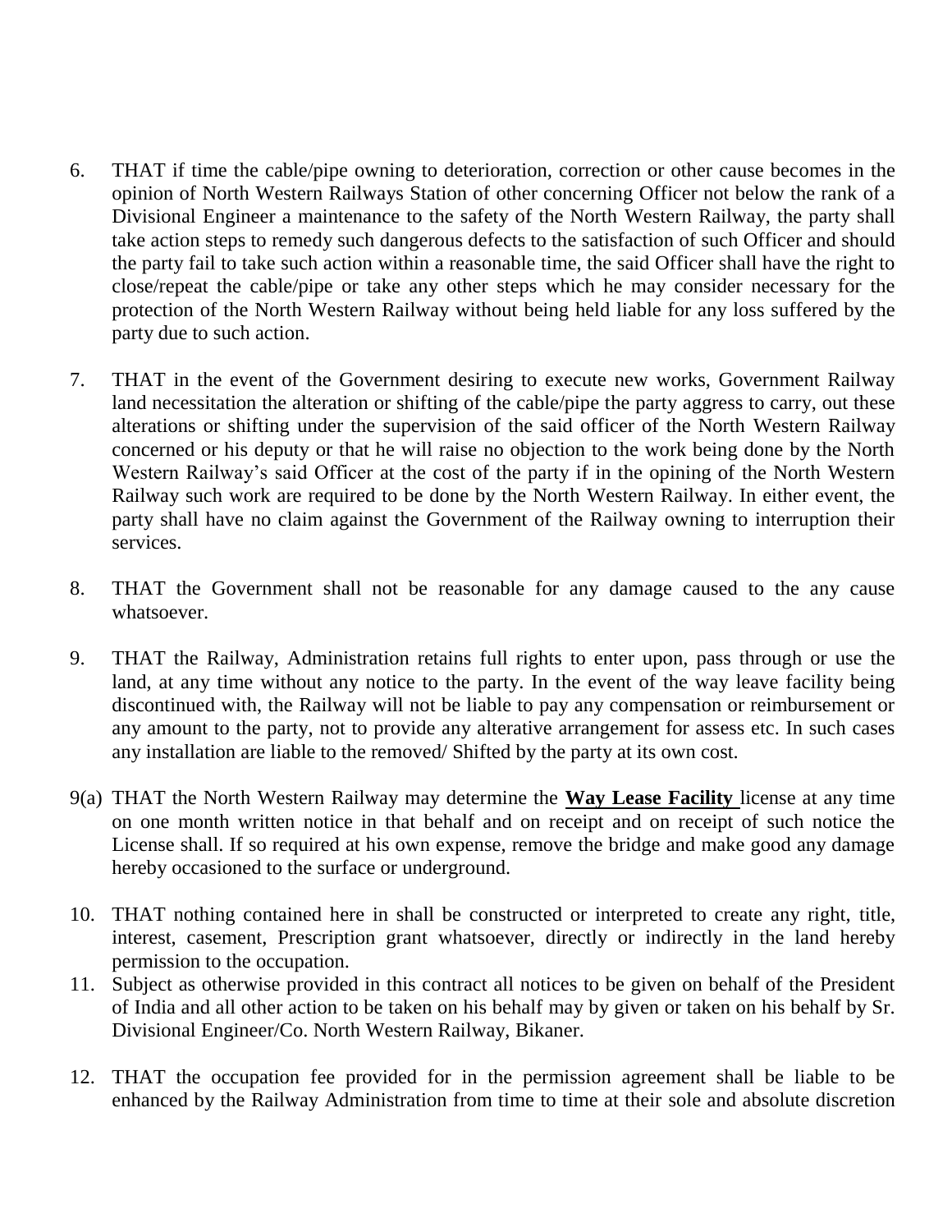6. THAT if time the cable/pipe owning to deterioration, correction or other cause becomes in the opinion of North Western Railways Station of other concerning Officer not below the rank of a Divisional Engineer a maintenance to the safety of the North Western Railway, the party shall take action steps to remedy such dangerous defects to the satisfaction of such Officer and should the party fail to take such action within a reasonable time, the said Officer shall have the right to close/repeat the cable/pipe or take any other steps which he may consider necessary for the protection of the North Western Railway without being held liable for any loss suffered by the party due to such action.

7. THAT in the event of the Government desiring to execute new works, Government Railway land necessitation the alteration or shifting of the cable/pipe the party aggress to carry, out these alterations or shifting under the supervision of the said officer of the North Western Railway concerned or his deputy or that he will raise no objection to the work being done by the North Western Railway's said Officer at the cost of the party if in the opining of the North Western Railway such work are required to be done by the North Western Railway. In either event, the party shall have no claim against the Government of the Railway owning to interruption their services.

8. THAT the Government shall not be reasonable for any damage caused to the any cause whatsoever.

9. THAT the Railway, Administration retains full rights to enter upon, pass through or use the land, at any time without any notice to the party. In the event of the way leave facility being discontinued with, the Railway will not be liable to pay any compensation or reimbursement or any amount to the party, not to provide any alterative arrangement for assess etc. In such cases any installation are liable to the removed/ Shifted by the party at its own cost.

9(a) THAT the North Western Railway may determine the **Way Lease Facility** license at any time on one month written notice in that behalf and on receipt and on receipt of such notice the License shall. If so required at his own expense, remove the bridge and make good any damage hereby occasioned to the surface or underground.

10. THAT nothing contained here in shall be constructed or interpreted to create any right, title, interest, casement, Prescription grant whatsoever, directly or indirectly in the land hereby permission to the occupation.

11. Subject as otherwise provided in this contract all notices to be given on behalf of the President of India and all other action to be taken on his behalf may by given or taken on his behalf by Sr. Divisional Engineer/Co. North Western Railway, Bikaner.

12. THAT the occupation fee provided for in the permission agreement shall be liable to be enhanced by the Railway Administration from time to time at their sole and absolute discretion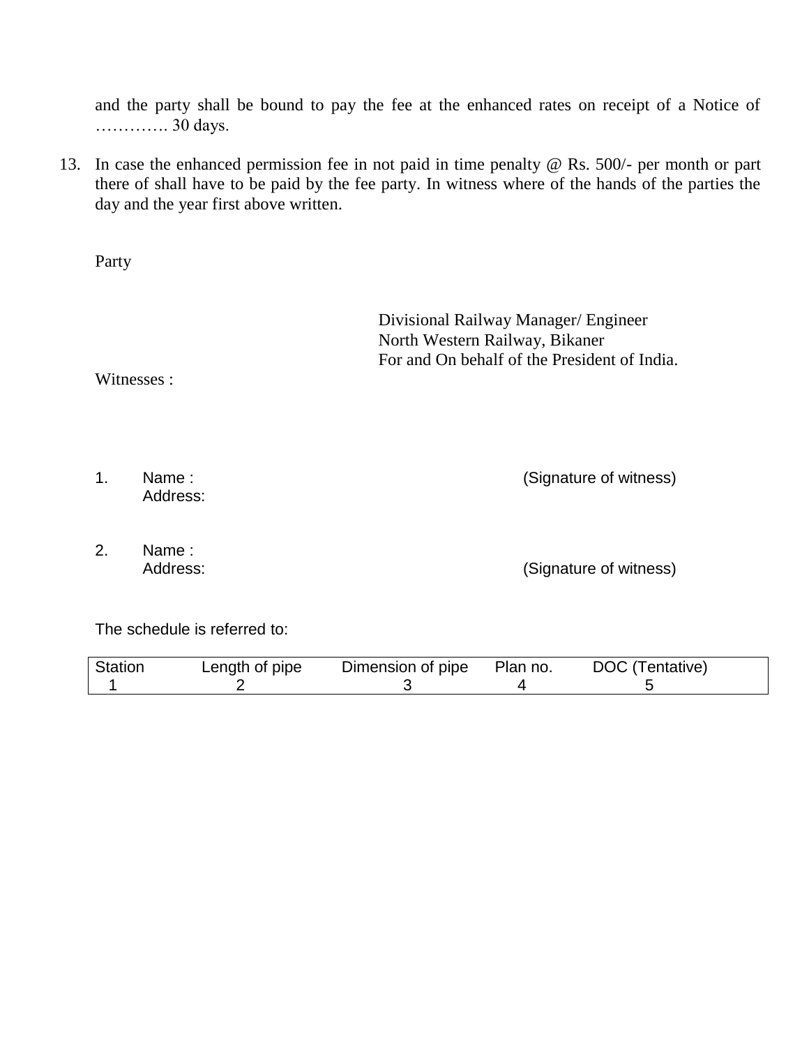and the party shall be bound to pay the fee at the enhanced rates on receipt of a Notice of …………. 30 days.

13. In case the enhanced permission fee in not paid in time penalty @ Rs. 500/- per month or part there of shall have to be paid by the fee party. In witness where of the hands of the parties the day and the year first above written.

Party

Divisional Railway Manager/ Engineer
North Western Railway, Bikaner
For and On behalf of the President of India.

Witnesses :

1. Name : (Signature of witness)
   Address:

2. Name :
   Address: (Signature of witness)

The schedule is referred to:

| Station | Length of pipe | Dimension of pipe | Plan no. | DOC (Tentative) |
|---|---|---|---|---|
| 1 | 2 | 3 | 4 | 5 |